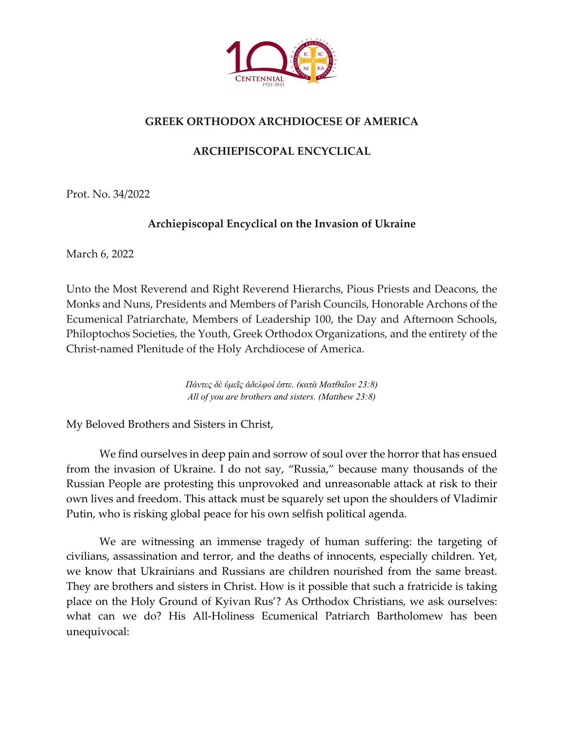# GREEK ORTHODOX ARCHDIOCESE OF AMERICA

## ARCHIEPISCOPAL ENCYCLICAL

Prot. No. 34/2022

### Archiepiscopal Encyclical on the Invasion of Ukraine

March 6, 2022

Unto the Most Reverend and Right Reverend Hierarchs, Pious Priests and Deacons, the Monks and Nuns, Presidents and Members of Parish Councils, Honorable Archons of the Ecumenical Patriarchate, Members of Leadership 100, the Day and Afternoon Schools, Philoptochos Societies, the Youth, Greek Orthodox Organizations, and the entirety of the Christ-named Plenitude of the Holy Archdiocese of America.

*Πάντες δὲ ὑμεῖς ἀδελφοί ἐστε. (κατὰ Ματθαῖον 23:8)*
*All of you are brothers and sisters. (Matthew 23:8)*

My Beloved Brothers and Sisters in Christ,

We find ourselves in deep pain and sorrow of soul over the horror that has ensued from the invasion of Ukraine. I do not say, "Russia," because many thousands of the Russian People are protesting this unprovoked and unreasonable attack at risk to their own lives and freedom. This attack must be squarely set upon the shoulders of Vladimir Putin, who is risking global peace for his own selfish political agenda.

We are witnessing an immense tragedy of human suffering: the targeting of civilians, assassination and terror, and the deaths of innocents, especially children. Yet, we know that Ukrainians and Russians are children nourished from the same breast. They are brothers and sisters in Christ. How is it possible that such a fratricide is taking place on the Holy Ground of Kyivan Rus'? As Orthodox Christians, we ask ourselves: what can we do? His All-Holiness Ecumenical Patriarch Bartholomew has been unequivocal: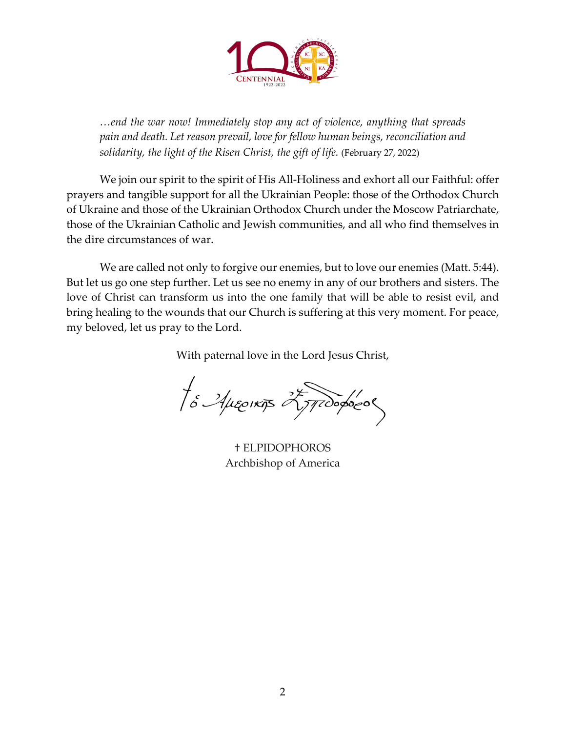*…end the war now! Immediately stop any act of violence, anything that spreads pain and death. Let reason prevail, love for fellow human beings, reconciliation and solidarity, the light of the Risen Christ, the gift of life.* (February 27, 2022)

We join our spirit to the spirit of His All-Holiness and exhort all our Faithful: offer prayers and tangible support for all the Ukrainian People: those of the Orthodox Church of Ukraine and those of the Ukrainian Orthodox Church under the Moscow Patriarchate, those of the Ukrainian Catholic and Jewish communities, and all who find themselves in the dire circumstances of war.

We are called not only to forgive our enemies, but to love our enemies (Matt. 5:44). But let us go one step further. Let us see no enemy in any of our brothers and sisters. The love of Christ can transform us into the one family that will be able to resist evil, and bring healing to the wounds that our Church is suffering at this very moment. For peace, my beloved, let us pray to the Lord.

With paternal love in the Lord Jesus Christ,

† ELPIDOPHOROS
Archbishop of America